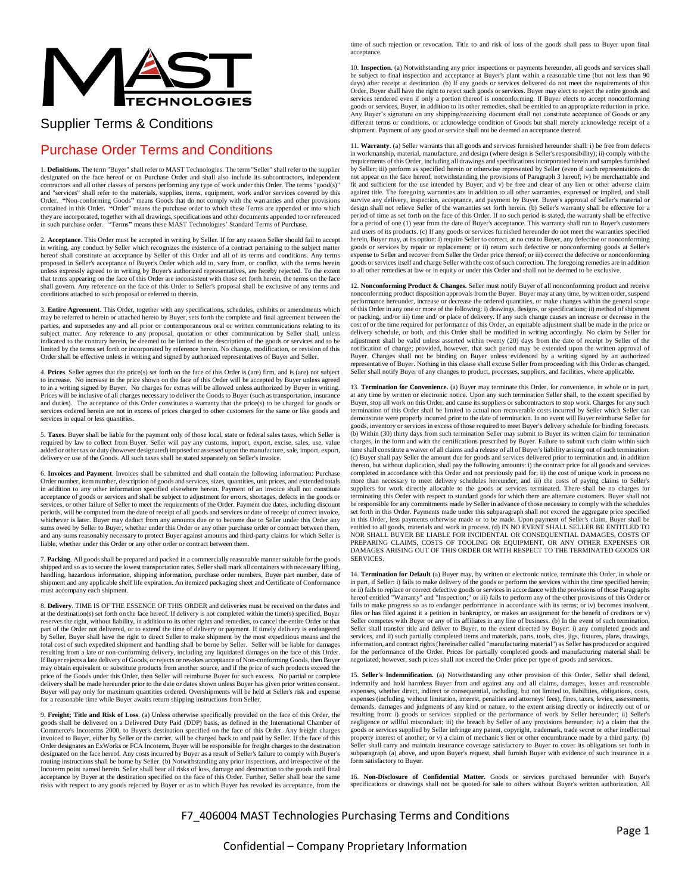# Supplier Terms & Conditions

## Purchase Order Terms and Conditions

1. **Definitions**. The term "Buyer" shall refer to MAST Technologies. The term "Seller" shall refer to the supplier designated on the face hereof or on Purchase Order and shall also include its subcontractors, independent contractors and all other classes of persons performing any type of work under this Order. The terms "good(s)" and "services" shall refer to the materials, supplies, items, equipment, work and/or services covered by this Order. **"**Non-conforming Goods**"** means Goods that do not comply with the warranties and other provisions contained in this Order**. "**Order" means the purchase order to which these Terms are appended or into which they are incorporated, together with all drawings, specifications and other documents appended to or referenced in such purchase order. "Terms**"** means these MAST Technologies' Standard Terms of Purchase.

2. **Acceptance**. This Order must be accepted in writing by Seller. If for any reason Seller should fail to accept in writing, any conduct by Seller which recognizes the existence of a contract pertaining to the subject matter hereof shall constitute an acceptance by Seller of this Order and all of its terms and conditions. Any terms proposed in Seller's acceptance of Buyer's Order which add to, vary from, or conflict, with the terms herein unless expressly agreed to in writing by Buyer's authorized representatives, are hereby rejected. To the extent that terms appearing on the face of this Order are inconsistent with those set forth herein, the terms on the face shall govern. Any reference on the face of this Order to Seller's proposal shall be exclusive of any terms and conditions attached to such proposal or referred to therein.

3. **Entire Agreement**. This Order, together with any specifications, schedules, exhibits or amendments which may be referred to herein or attached hereto by Buyer, sets forth the complete and final agreement between the parties, and supersedes any and all prior or contemporaneous oral or written communications relating to its subject matter. Any reference to any proposal, quotation or other communication by Seller shall, unless indicated to the contrary herein, be deemed to be limited to the description of the goods or services and to be limited by the terms set forth or incorporated by reference herein. No change, modification, or revision of this Order shall be effective unless in writing and signed by authorized representatives of Buyer and Seller.

4. **Prices**. Seller agrees that the price(s) set forth on the face of this Order is (are) firm, and is (are) not subject to increase. No increase in the price shown on the face of this Order will be accepted by Buyer unless agreed to in a writing signed by Buyer. No charges for extras will be allowed unless authorized by Buyer in writing. Prices will be inclusive of all charges necessary to deliver the Goods to Buyer (such as transportation, insurance and duties). The acceptance of this Order constitutes a warranty that the price(s) to be charged for goods or services ordered herein are not in excess of prices charged to other customers for the same or like goods and services in equal or less quantities.

5. **Taxes**. Buyer shall be liable for the payment only of those local, state or federal sales taxes, which Seller is required by law to collect from Buyer. Seller will pay any customs, import, export, excise, sales, use, value added or other tax or duty (however designated) imposed or assessed upon the manufacture, sale, import, export, delivery or use of the Goods. All such taxes shall be stated separately on Seller's invoice.

6. **Invoices and Payment**. Invoices shall be submitted and shall contain the following information: Purchase Order number, item number, description of goods and services, sizes, quantities, unit prices, and extended totals in addition to any other information specified elsewhere herein. Payment of an invoice shall not constitute acceptance of goods or services and shall be subject to adjustment for errors, shortages, defects in the goods or services, or other failure of Seller to meet the requirements of the Order. Payment due dates, including discount periods, will be computed from the date of receipt of all goods and services or date of receipt of correct invoice, whichever is later. Buyer may deduct from any amounts due or to become due to Seller under this Order any sums owed by Seller to Buyer, whether under this Order or any other purchase order or contract between them, and any sums reasonably necessary to protect Buyer against amounts and third-party claims for which Seller is liable, whether under this Order or any other order or contract between them.

7. **Packing**. All goods shall be prepared and packed in a commercially reasonable manner suitable for the goods shipped and so as to secure the lowest transportation rates. Seller shall mark all containers with necessary lifting, handling, hazardous information, shipping information, purchase order numbers, Buyer part number, date of shipment and any applicable shelf life expiration. An itemized packaging sheet and Certificate of Conformance must accompany each shipment.

8. **Delivery**. TIME IS OF THE ESSENCE OF THIS ORDER and deliveries must be received on the dates and at the destination(s) set forth on the face hereof. If delivery is not completed within the time(s) specified, Buyer reserves the right, without liability, in addition to its other rights and remedies, to cancel the entire Order or that part of the Order not delivered, or to extend the time of delivery or payment. If timely delivery is endangered by Seller, Buyer shall have the right to direct Seller to make shipment by the most expeditious means and the total cost of such expedited shipment and handling shall be borne by Seller. Seller will be liable for damages resulting from a late or non-conforming delivery, including any liquidated damages on the face of this Order. If Buyer rejects a late delivery of Goods, or rejects or revokes acceptance of Non-conforming Goods, then Buyer may obtain equivalent or substitute products from another source, and if the price of such products exceed the price of the Goods under this Order, then Seller will reimburse Buyer for such excess. No partial or complete delivery shall be made hereunder prior to the date or dates shown unless Buyer has given prior written consent. Buyer will pay only for maximum quantities ordered. Overshipments will be held at Seller's risk and expense for a reasonable time while Buyer awaits return shipping instructions from Seller.

9. **Freight; Title and Risk of Loss**. (a) Unless otherwise specifically provided on the face of this Order, the goods shall be delivered on a Delivered Duty Paid (DDP) basis, as defined in the International Chamber of Commerce's Incoterms 2000, to Buyer's destination specified on the face of this Order. Any freight charges invoiced to Buyer, either by Seller or the carrier, will be charged back to and paid by Seller. If the face of this Order designates an ExWorks or FCA Incoterm, Buyer will be responsible for freight charges to the destination designated on the face hereof. Any costs incurred by Buyer as a result of Seller's failure to comply with Buyer's routing instructions shall be borne by Seller. (b) Notwithstanding any prior inspections, and irrespective of the Incoterm point named herein, Seller shall bear all risks of loss, damage and destruction to the goods until final acceptance by Buyer at the destination specified on the face of this Order. Further, Seller shall bear the same risks with respect to any goods rejected by Buyer or as to which Buyer has revoked its acceptance, from the time of such rejection or revocation. Title to and risk of loss of the goods shall pass to Buyer upon final acceptance.

10. **Inspection**. (a) Notwithstanding any prior inspections or payments hereunder, all goods and services shall be subject to final inspection and acceptance at Buyer's plant within a reasonable time (but not less than 90 days) after receipt at destination. (b) If any goods or services delivered do not meet the requirements of this Order, Buyer shall have the right to reject such goods or services. Buyer may elect to reject the entire goods and services tendered even if only a portion thereof is nonconforming. If Buyer elects to accept nonconforming goods or services, Buyer, in addition to its other remedies, shall be entitled to an appropriate reduction in price. Any Buyer's signature on any shipping/receiving document shall not constitute acceptance of Goods or any different terms or conditions, or acknowledge condition of Goods but shall merely acknowledge receipt of a shipment. Payment of any good or service shall not be deemed an acceptance thereof.

11. **Warranty**. (a) Seller warrants that all goods and services furnished hereunder shall: i) be free from defects in workmanship, material, manufacture, and design (where design is Seller's responsibility); ii) comply with the requirements of this Order, including all drawings and specifications incorporated herein and samples furnished by Seller; iii) perform as specified herein or otherwise represented by Seller (even if such representations do not appear on the face hereof, notwithstanding the provisions of Paragraph 3 hereof; iv) be merchantable and fit and sufficient for the use intended by Buyer; and v) be free and clear of any lien or other adverse claim against title. The foregoing warranties are in addition to all other warranties, expressed or implied, and shall survive any delivery, inspection, acceptance, and payment by Buyer. Buyer's approval of Seller's material or design shall not relieve Seller of the warranties set forth herein. (b) Seller's warranty shall be effective for a period of time as set forth on the face of this Order. If no such period is stated, the warranty shall be effective for a period of one (1) year from the date of Buyer's acceptance. This warranty shall run to Buyer's customers and users of its products. (c) If any goods or services furnished hereunder do not meet the warranties specified herein, Buyer may, at its option: i) require Seller to correct, at no cost to Buyer, any defective or nonconforming goods or services by repair or replacement; or ii) return such defective or nonconforming goods at Seller's expense to Seller and recover from Seller the Order price thereof; or iii) correct the defective or nonconforming goods or services itself and charge Seller with the cost of such correction. The foregoing remedies are in addition to all other remedies at law or in equity or under this Order and shall not be deemed to be exclusive.

12. **Nonconforming Product & Changes.** Seller must notify Buyer of all nonconforming product and receive nonconforming product disposition approvals from the Buyer. Buyer may at any time, by written order, suspend performance hereunder, increase or decrease the ordered quantities, or make changes within the general scope of this Order in any one or more of the following: i) drawings, designs, or specifications; ii) method of shipment or packing, and/or iii) time and/ or place of delivery. If any such change causes an increase or decrease in the cost of or the time required for performance of this Order, an equitable adjustment shall be made in the price or delivery schedule, or both, and this Order shall be modified in writing accordingly. No claim by Seller for adjustment shall be valid unless asserted within twenty (20) days from the date of receipt by Seller of the notification of change; provided, however, that such period may be extended upon the written approval of Buyer. Changes shall not be binding on Buyer unless evidenced by a writing signed by an authorized representative of Buyer. Nothing in this clause shall excuse Seller from proceeding with this Order as changed. Seller shall notify Buyer of any changes to product, processes, suppliers, and facilities, where applicable.

13. **Termination for Convenience.** (a) Buyer may terminate this Order, for convenience, in whole or in part, at any time by written or electronic notice. Upon any such termination Seller shall, to the extent specified by Buyer, stop all work on this Order, and cause its suppliers or subcontractors to stop work. Charges for any such termination of this Order shall be limited to actual non-recoverable costs incurred by Seller which Seller can demonstrate were properly incurred prior to the date of termination. In no event will Buyer reimburse Seller for goods, inventory or services in excess of those required to meet Buyer's delivery schedule for binding forecasts. (b) Within (30) thirty days from such termination Seller may submit to Buyer its written claim for termination charges, in the form and with the certifications prescribed by Buyer. Failure to submit such claim within such time shall constitute a waiver of all claims and a release of all of Buyer's liability arising out of such termination. (c) Buyer shall pay Seller the amount due for goods and services delivered prior to termination and, in addition thereto, but without duplication, shall pay the following amounts: i) the contract price for all goods and services completed in accordance with this Order and not previously paid for; ii) the cost of unique work in process no more than necessary to meet delivery schedules hereunder; and iii) the costs of paying claims to Seller's suppliers for work directly allocable to the goods or services terminated. There shall be no charges for terminating this Order with respect to standard goods for which there are alternate customers. Buyer shall not be responsible for any commitments made by Seller in advance of those necessary to comply with the schedules set forth in this Order. Payments made under this subparagraph shall not exceed the aggregate price specified in this Order, less payments otherwise made or to be made. Upon payment of Seller's claim, Buyer shall be entitled to all goods, materials and work in process. (d) IN NO EVENT SHALL SELLER BE ENTITLED TO NOR SHALL BUYER BE LIABLE FOR INCIDENTAL OR CONSEQUENTIAL DAMAGES, COSTS OF PREPARING CLAIMS, COSTS OF TOOLING OR EQUIPMENT, OR ANY OTHER EXPENSES OR DAMAGES ARISING OUT OF THIS ORDER OR WITH RESPECT TO THE TERMINATED GOODS OR SERVICES.

14. **Termination for Default** (a) Buyer may, by written or electronic notice, terminate this Order, in whole or in part, if Seller: i) fails to make delivery of the goods or perform the services within the time specified herein; or ii) fails to replace or correct defective goods or services in accordance with the provisions of those Paragraphs hereof entitled "Warranty" and "Inspection;" or iii) fails to perform any of the other provisions of this Order or fails to make progress so as to endanger performance in accordance with its terms; or iv) becomes insolvent, files or has filed against it a petition in bankruptcy, or makes an assignment for the benefit of creditors or v) Seller competes with Buyer or any of its affiliates in any line of business. (b) In the event of such termination, Seller shall transfer title and deliver to Buyer, to the extent directed by Buyer: i) any completed goods and services, and ii) such partially completed items and materials, parts, tools, dies, jigs, fixtures, plans, drawings, information, and contract rights (hereinafter called "manufacturing material") as Seller has produced or acquired for the performance of the Order. Prices for partially completed goods and manufacturing material shall be negotiated; however, such prices shall not exceed the Order price per type of goods and services.

15. **Seller's Indemnification.** (a) Notwithstanding any other provision of this Order, Seller shall defend, indemnify and hold harmless Buyer from and against any and all claims, damages, losses and reasonable expenses, whether direct, indirect or consequential, including, but not limited to, liabilities, obligations, costs, expenses (including, without limitation, interest, penalties and attorneys' fees), fines, taxes, levies, assessments, demands, damages and judgments of any kind or nature, to the extent arising directly or indirectly out of or resulting from: i) goods or services supplied or the performance of work by Seller hereunder; ii) Seller's negligence or willful misconduct; iii) the breach by Seller of any provisions hereunder; iv) a claim that the goods or services supplied by Seller infringe any patent, copyright, trademark, trade secret or other intellectual property interest of another; or v) a claim of mechanic's lien or other encumbrance made by a third party. (b) Seller shall carry and maintain insurance coverage satisfactory to Buyer to cover its obligations set forth in subparagraph (a) above, and upon Buyer's request, shall furnish Buyer with evidence of such insurance in a form satisfactory to Buyer.

16. **Non-Disclosure of Confidential Matter.** Goods or services purchased hereunder with Buyer's specifications or drawings shall not be quoted for sale to others without Buyer's written authorization. All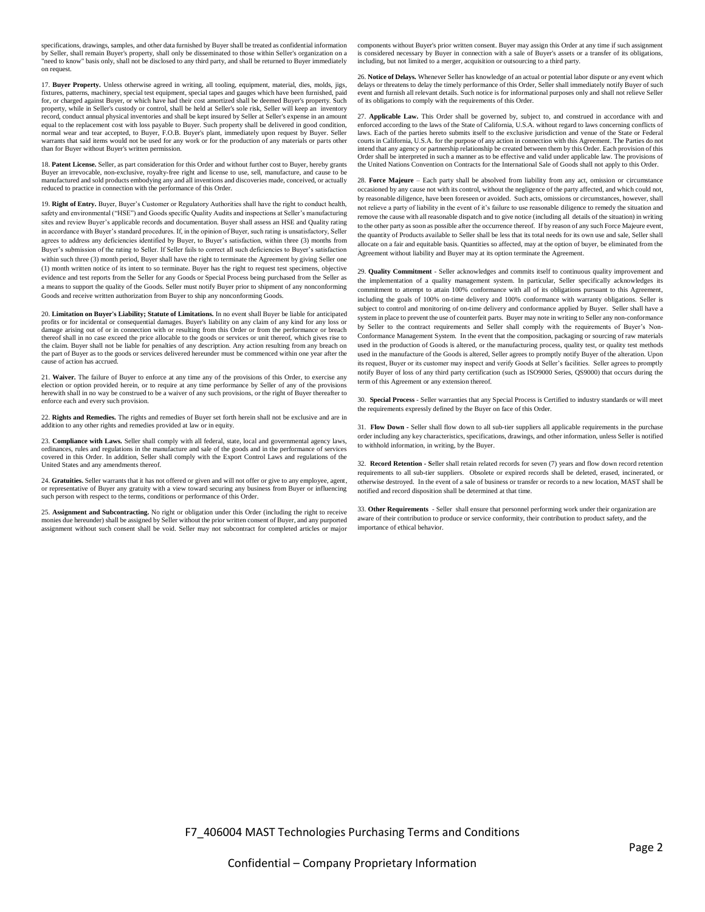specifications, drawings, samples, and other data furnished by Buyer shall be treated as confidential information by Seller, shall remain Buyer's property, shall only be disseminated to those within Seller's organization on a "need to know" basis only, shall not be disclosed to any third party, and shall be returned to Buyer immediately on request.

17. **Buyer Property.** Unless otherwise agreed in writing, all tooling, equipment, material, dies, molds, jigs, fixtures, patterns, machinery, special test equipment, special tapes and gauges which have been furnished, paid for, or charged against Buyer, or which have had their cost amortized shall be deemed Buyer's property. Such property, while in Seller's custody or control, shall be held at Seller's sole risk, Seller will keep an inventory record, conduct annual physical inventories and shall be kept insured by Seller at Seller's expense in an amount equal to the replacement cost with loss payable to Buyer. Such property shall be delivered in good condition, normal wear and tear accepted, to Buyer, F.O.B. Buyer's plant, immediately upon request by Buyer. Seller warrants that said items would not be used for any work or for the production of any materials or parts other than for Buyer without Buyer's written permission.

18. **Patent License.** Seller, as part consideration for this Order and without further cost to Buyer, hereby grants Buyer an irrevocable, non-exclusive, royalty-free right and license to use, sell, manufacture, and cause to be manufactured and sold products embodying any and all inventions and discoveries made, conceived, or actually reduced to practice in connection with the performance of this Order.

19. **Right of Entry.** Buyer, Buyer's Customer or Regulatory Authorities shall have the right to conduct health, safety and environmental ("HSE") and Goods specific Quality Audits and inspections at Seller's manufacturing sites and review Buyer's applicable records and documentation. Buyer shall assess an HSE and Quality rating in accordance with Buyer's standard procedures. If, in the opinion of Buyer, such rating is unsatisfactory, Seller agrees to address any deficiencies identified by Buyer, to Buyer's satisfaction, within three (3) months from Buyer's submission of the rating to Seller. If Seller fails to correct all such deficiencies to Buyer's satisfaction within such three (3) month period, Buyer shall have the right to terminate the Agreement by giving Seller one (1) month written notice of its intent to so terminate. Buyer has the right to request test specimens, objective evidence and test reports from the Seller for any Goods or Special Process being purchased from the Seller as a means to support the quality of the Goods. Seller must notify Buyer prior to shipment of any nonconforming Goods and receive written authorization from Buyer to ship any nonconforming Goods.

20. **Limitation on Buyer's Liability; Statute of Limitations.** In no event shall Buyer be liable for anticipated profits or for incidental or consequential damages. Buyer's liability on any claim of any kind for any loss or damage arising out of or in connection with or resulting from this Order or from the performance or breach thereof shall in no case exceed the price allocable to the goods or services or unit thereof, which gives rise to the claim. Buyer shall not be liable for penalties of any description. Any action resulting from any breach on the part of Buyer as to the goods or services delivered hereunder must be commenced within one year after the cause of action has accrued.

21. **Waiver.** The failure of Buyer to enforce at any time any of the provisions of this Order, to exercise any election or option provided herein, or to require at any time performance by Seller of any of the provisions herewith shall in no way be construed to be a waiver of any such provisions, or the right of Buyer thereafter to enforce each and every such provision.

22. **Rights and Remedies.** The rights and remedies of Buyer set forth herein shall not be exclusive and are in addition to any other rights and remedies provided at law or in equity.

23. **Compliance with Laws.** Seller shall comply with all federal, state, local and governmental agency laws, ordinances, rules and regulations in the manufacture and sale of the goods and in the performance of services covered in this Order. In addition, Seller shall comply with the Export Control Laws and regulations of the United States and any amendments thereof.

24. **Gratuities.** Seller warrants that it has not offered or given and will not offer or give to any employee, agent, or representative of Buyer any gratuity with a view toward securing any business from Buyer or influencing such person with respect to the terms, conditions or performance of this Order.

25. **Assignment and Subcontracting.** No right or obligation under this Order (including the right to receive monies due hereunder) shall be assigned by Seller without the prior written consent of Buyer, and any purported assignment without such consent shall be void. Seller may not subcontract for completed articles or major components without Buyer's prior written consent. Buyer may assign this Order at any time if such assignment is considered necessary by Buyer in connection with a sale of Buyer's assets or a transfer of its obligations, including, but not limited to a merger, acquisition or outsourcing to a third party.

26. **Notice of Delays.** Whenever Seller has knowledge of an actual or potential labor dispute or any event which delays or threatens to delay the timely performance of this Order, Seller shall immediately notify Buyer of such event and furnish all relevant details. Such notice is for informational purposes only and shall not relieve Seller of its obligations to comply with the requirements of this Order.

27. **Applicable Law.** This Order shall be governed by, subject to, and construed in accordance with and enforced according to the laws of the State of California, U.S.A. without regard to laws concerning conflicts of laws. Each of the parties hereto submits itself to the exclusive jurisdiction and venue of the State or Federal courts in California, U.S.A. for the purpose of any action in connection with this Agreement. The Parties do not intend that any agency or partnership relationship be created between them by this Order. Each provision of this Order shall be interpreted in such a manner as to be effective and valid under applicable law. The provisions of the United Nations Convention on Contracts for the International Sale of Goods shall not apply to this Order.

28. **Force Majeure** – Each party shall be absolved from liability from any act, omission or circumstance occasioned by any cause not with its control, without the negligence of the party affected, and which could not, by reasonable diligence, have been foreseen or avoided. Such acts, omissions or circumstances, however, shall not relieve a party of liability in the event of it's failure to use reasonable diligence to remedy the situation and remove the cause with all reasonable dispatch and to give notice (including all details of the situation) in writing to the other party as soon as possible after the occurrence thereof. If by reason of any such Force Majeure event, the quantity of Products available to Seller shall be less that its total needs for its own use and sale, Seller shall allocate on a fair and equitable basis. Quantities so affected, may at the option of buyer, be eliminated from the Agreement without liability and Buyer may at its option terminate the Agreement.

29. **Quality Commitment** - Seller acknowledges and commits itself to continuous quality improvement and the implementation of a quality management system. In particular, Seller specifically acknowledges its commitment to attempt to attain 100% conformance with all of its obligations pursuant to this Agreement, including the goals of 100% on-time delivery and 100% conformance with warranty obligations. Seller is subject to control and monitoring of on-time delivery and conformance applied by Buyer. Seller shall have a system in place to prevent the use of counterfeit parts. Buyer may note in writing to Seller any non-conformance by Seller to the contract requirements and Seller shall comply with the requirements of Buyer's Non-Conformance Management System. In the event that the composition, packaging or sourcing of raw materials used in the production of Goods is altered, or the manufacturing process, quality test, or quality test methods used in the manufacture of the Goods is altered, Seller agrees to promptly notify Buyer of the alteration. Upon its request, Buyer or its customer may inspect and verify Goods at Seller's facilities. Seller agrees to promptly notify Buyer of loss of any third party certification (such as ISO9000 Series, QS9000) that occurs during the term of this Agreement or any extension thereof.

30. **Special Process** - Seller warranties that any Special Process is Certified to industry standards or will meet the requirements expressly defined by the Buyer on face of this Order.

31. **Flow Down** - Seller shall flow down to all sub-tier suppliers all applicable requirements in the purchase order including any key characteristics, specifications, drawings, and other information, unless Seller is notified to withhold information, in writing, by the Buyer.

32. **Record Retention** - Seller shall retain related records for seven (7) years and flow down record retention requirements to all sub-tier suppliers. Obsolete or expired records shall be deleted, erased, incinerated, or otherwise destroyed. In the event of a sale of business or transfer or records to a new location, MAST shall be notified and record disposition shall be determined at that time.

33. **Other Requirements** - Seller shall ensure that personnel performing work under their organization are aware of their contribution to produce or service conformity, their contribution to product safety, and the importance of ethical behavior.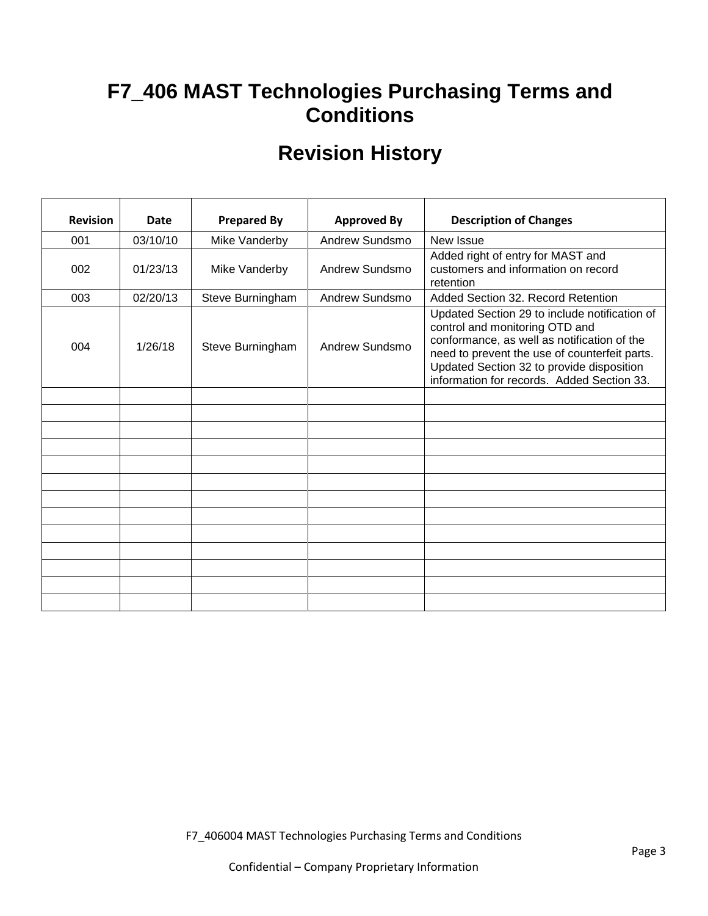# F7_406 MAST Technologies Purchasing Terms and Conditions

## Revision History

| Revision | Date | Prepared By | Approved By | Description of Changes |
|---|---|---|---|---|
| 001 | 03/10/10 | Mike Vanderby | Andrew Sundsmo | New Issue |
| 002 | 01/23/13 | Mike Vanderby | Andrew Sundsmo | Added right of entry for MAST and customers and information on record retention |
| 003 | 02/20/13 | Steve Burningham | Andrew Sundsmo | Added Section 32. Record Retention |
| 004 | 1/26/18 | Steve Burningham | Andrew Sundsmo | Updated Section 29 to include notification of control and monitoring OTD and conformance, as well as notification of the need to prevent the use of counterfeit parts. Updated Section 32 to provide disposition information for records. Added Section 33. |
| | | | | |
| | | | | |
| | | | | |
| | | | | |
| | | | | |
| | | | | |
| | | | | |
| | | | | |
| | | | | |
| | | | | |
| | | | | |
| | | | | |
| | | | | |